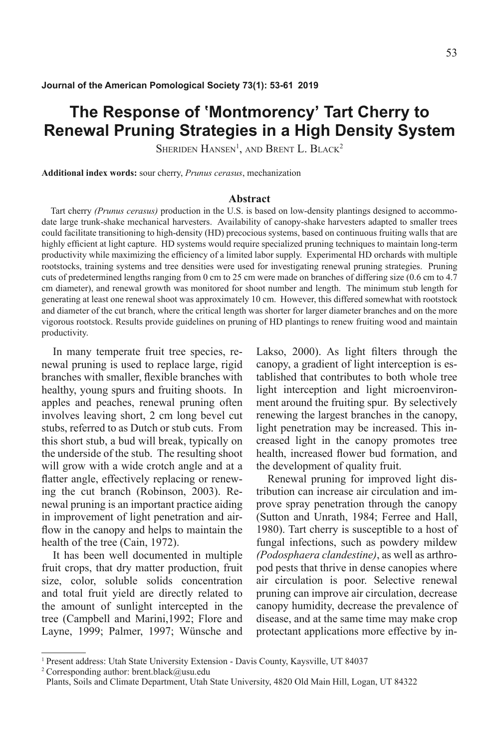# The Response of 'Montmorency' Tart Cherry to Renewal Pruning Strategies in a High Density System

Sheriden Hansen[1], and Brent L. Black[2]

**Additional index words:** sour cherry, *Prunus cerasus*, mechanization

## Abstract

Tart cherry *(Prunus cerasus)* production in the U.S. is based on low-density plantings designed to accommodate large trunk-shake mechanical harvesters. Availability of canopy-shake harvesters adapted to smaller trees could facilitate transitioning to high-density (HD) precocious systems, based on continuous fruiting walls that are highly efficient at light capture. HD systems would require specialized pruning techniques to maintain long-term productivity while maximizing the efficiency of a limited labor supply. Experimental HD orchards with multiple rootstocks, training systems and tree densities were used for investigating renewal pruning strategies. Pruning cuts of predetermined lengths ranging from 0 cm to 25 cm were made on branches of differing size (0.6 cm to 4.7 cm diameter), and renewal growth was monitored for shoot number and length. The minimum stub length for generating at least one renewal shoot was approximately 10 cm. However, this differed somewhat with rootstock and diameter of the cut branch, where the critical length was shorter for larger diameter branches and on the more vigorous rootstock. Results provide guidelines on pruning of HD plantings to renew fruiting wood and maintain productivity.

In many temperate fruit tree species, renewal pruning is used to replace large, rigid branches with smaller, flexible branches with healthy, young spurs and fruiting shoots. In apples and peaches, renewal pruning often involves leaving short, 2 cm long bevel cut stubs, referred to as Dutch or stub cuts. From this short stub, a bud will break, typically on the underside of the stub. The resulting shoot will grow with a wide crotch angle and at a flatter angle, effectively replacing or renewing the cut branch (Robinson, 2003). Renewal pruning is an important practice aiding in improvement of light penetration and airflow in the canopy and helps to maintain the health of the tree (Cain, 1972).

It has been well documented in multiple fruit crops, that dry matter production, fruit size, color, soluble solids concentration and total fruit yield are directly related to the amount of sunlight intercepted in the tree (Campbell and Marini,1992; Flore and Layne, 1999; Palmer, 1997; Wünsche and Lakso, 2000). As light filters through the canopy, a gradient of light interception is established that contributes to both whole tree light interception and light microenvironment around the fruiting spur. By selectively renewing the largest branches in the canopy, light penetration may be increased. This increased light in the canopy promotes tree health, increased flower bud formation, and the development of quality fruit.

Renewal pruning for improved light distribution can increase air circulation and improve spray penetration through the canopy (Sutton and Unrath, 1984; Ferree and Hall, 1980). Tart cherry is susceptible to a host of fungal infections, such as powdery mildew *(Podosphaera clandestine)*, as well as arthropod pests that thrive in dense canopies where air circulation is poor. Selective renewal pruning can improve air circulation, decrease canopy humidity, decrease the prevalence of disease, and at the same time may make crop protectant applications more effective by in-

---

[1] Present address: Utah State University Extension - Davis County, Kaysville, UT 84037

[2] Corresponding author: brent.black@usu.edu
Plants, Soils and Climate Department, Utah State University, 4820 Old Main Hill, Logan, UT 84322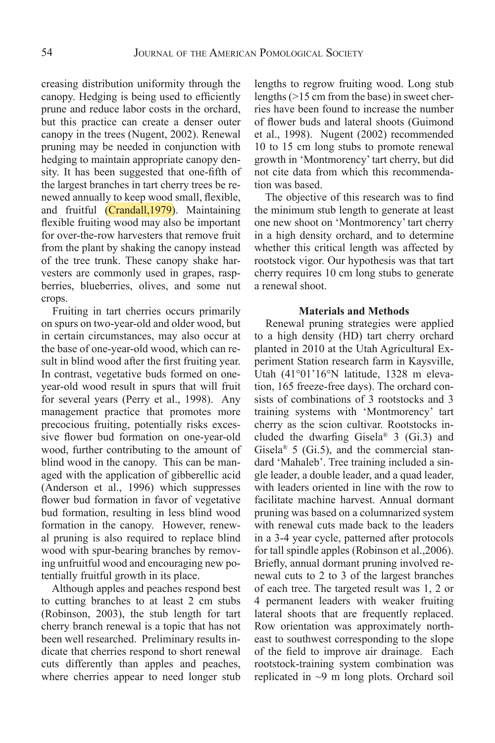creasing distribution uniformity through the canopy. Hedging is being used to efficiently prune and reduce labor costs in the orchard, but this practice can create a denser outer canopy in the trees (Nugent, 2002). Renewal pruning may be needed in conjunction with hedging to maintain appropriate canopy density. It has been suggested that one-fifth of the largest branches in tart cherry trees be renewed annually to keep wood small, flexible, and fruitful (Crandall,1979). Maintaining flexible fruiting wood may also be important for over-the-row harvesters that remove fruit from the plant by shaking the canopy instead of the tree trunk. These canopy shake harvesters are commonly used in grapes, raspberries, blueberries, olives, and some nut crops.

Fruiting in tart cherries occurs primarily on spurs on two-year-old and older wood, but in certain circumstances, may also occur at the base of one-year-old wood, which can result in blind wood after the first fruiting year. In contrast, vegetative buds formed on one-year-old wood result in spurs that will fruit for several years (Perry et al., 1998). Any management practice that promotes more precocious fruiting, potentially risks excessive flower bud formation on one-year-old wood, further contributing to the amount of blind wood in the canopy. This can be managed with the application of gibberellic acid (Anderson et al., 1996) which suppresses flower bud formation in favor of vegetative bud formation, resulting in less blind wood formation in the canopy. However, renewal pruning is also required to replace blind wood with spur-bearing branches by removing unfruitful wood and encouraging new potentially fruitful growth in its place.

Although apples and peaches respond best to cutting branches to at least 2 cm stubs (Robinson, 2003), the stub length for tart cherry branch renewal is a topic that has not been well researched. Preliminary results indicate that cherries respond to short renewal cuts differently than apples and peaches, where cherries appear to need longer stub lengths to regrow fruiting wood. Long stub lengths (>15 cm from the base) in sweet cherries have been found to increase the number of flower buds and lateral shoots (Guimond et al., 1998). Nugent (2002) recommended 10 to 15 cm long stubs to promote renewal growth in 'Montmorency' tart cherry, but did not cite data from which this recommendation was based.

The objective of this research was to find the minimum stub length to generate at least one new shoot on 'Montmorency' tart cherry in a high density orchard, and to determine whether this critical length was affected by rootstock vigor. Our hypothesis was that tart cherry requires 10 cm long stubs to generate a renewal shoot.

## Materials and Methods

Renewal pruning strategies were applied to a high density (HD) tart cherry orchard planted in 2010 at the Utah Agricultural Experiment Station research farm in Kaysville, Utah (41°01'16"N latitude, 1328 m elevation, 165 freeze-free days). The orchard consists of combinations of 3 rootstocks and 3 training systems with 'Montmorency' tart cherry as the scion cultivar. Rootstocks included the dwarfing Gisela® 3 (Gi.3) and Gisela® 5 (Gi.5), and the commercial standard 'Mahaleb'. Tree training included a single leader, a double leader, and a quad leader, with leaders oriented in line with the row to facilitate machine harvest. Annual dormant pruning was based on a columnarized system with renewal cuts made back to the leaders in a 3-4 year cycle, patterned after protocols for tall spindle apples (Robinson et al.,2006). Briefly, annual dormant pruning involved renewal cuts to 2 to 3 of the largest branches of each tree. The targeted result was 1, 2 or 4 permanent leaders with weaker fruiting lateral shoots that are frequently replaced. Row orientation was approximately northeast to southwest corresponding to the slope of the field to improve air drainage. Each rootstock-training system combination was replicated in ~9 m long plots. Orchard soil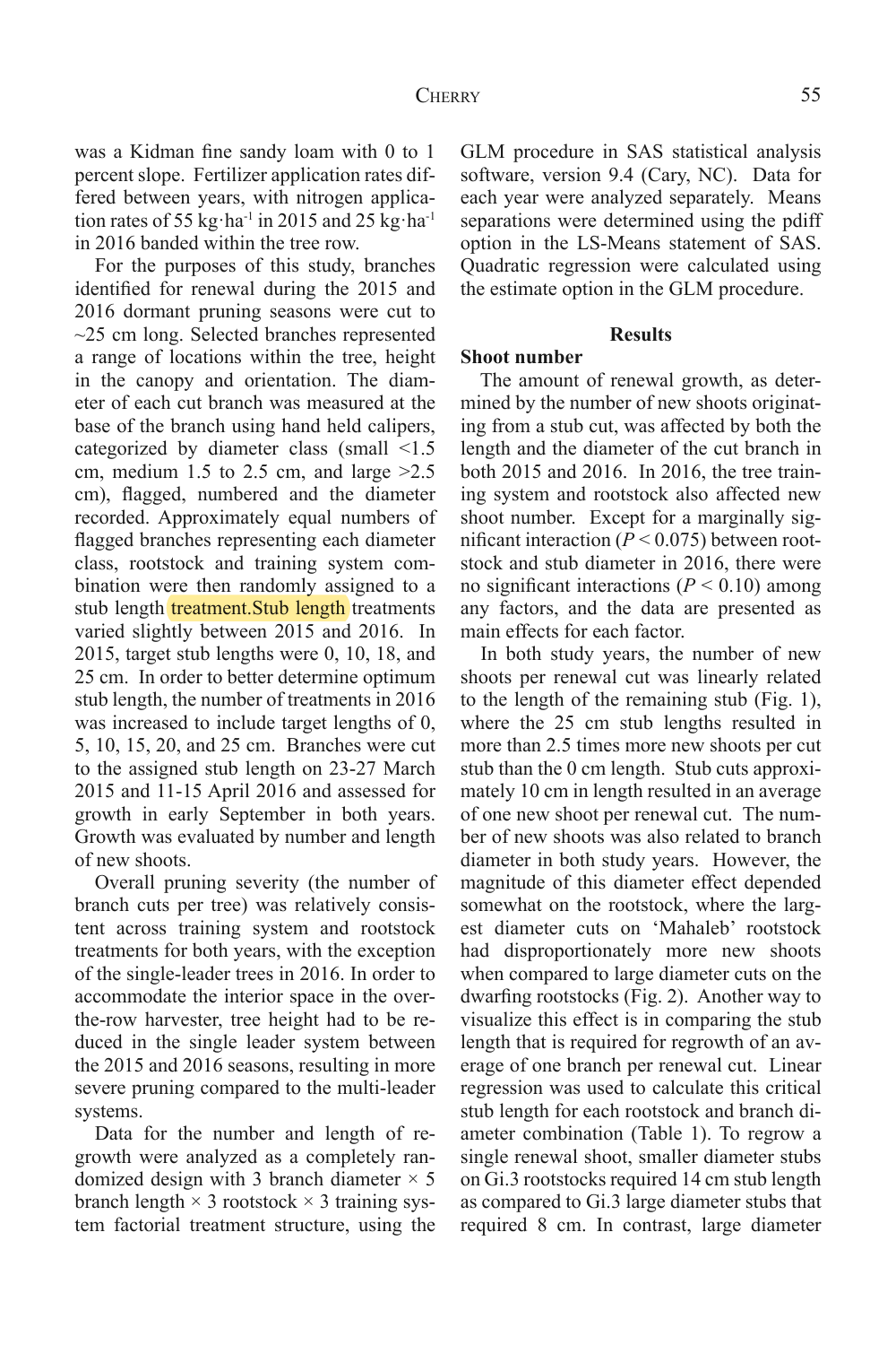was a Kidman fine sandy loam with 0 to 1 percent slope. Fertilizer application rates differed between years, with nitrogen application rates of 55 kg·ha$^{-1}$ in 2015 and 25 kg·ha$^{-1}$ in 2016 banded within the tree row.

For the purposes of this study, branches identified for renewal during the 2015 and 2016 dormant pruning seasons were cut to ~25 cm long. Selected branches represented a range of locations within the tree, height in the canopy and orientation. The diameter of each cut branch was measured at the base of the branch using hand held calipers, categorized by diameter class (small <1.5 cm, medium 1.5 to 2.5 cm, and large >2.5 cm), flagged, numbered and the diameter recorded. Approximately equal numbers of flagged branches representing each diameter class, rootstock and training system combination were then randomly assigned to a stub length treatment.Stub length treatments varied slightly between 2015 and 2016. In 2015, target stub lengths were 0, 10, 18, and 25 cm. In order to better determine optimum stub length, the number of treatments in 2016 was increased to include target lengths of 0, 5, 10, 15, 20, and 25 cm. Branches were cut to the assigned stub length on 23-27 March 2015 and 11-15 April 2016 and assessed for growth in early September in both years. Growth was evaluated by number and length of new shoots.

Overall pruning severity (the number of branch cuts per tree) was relatively consistent across training system and rootstock treatments for both years, with the exception of the single-leader trees in 2016. In order to accommodate the interior space in the over-the-row harvester, tree height had to be reduced in the single leader system between the 2015 and 2016 seasons, resulting in more severe pruning compared to the multi-leader systems.

Data for the number and length of regrowth were analyzed as a completely randomized design with 3 branch diameter × 5 branch length × 3 rootstock × 3 training system factorial treatment structure, using the GLM procedure in SAS statistical analysis software, version 9.4 (Cary, NC). Data for each year were analyzed separately. Means separations were determined using the pdiff option in the LS-Means statement of SAS. Quadratic regression were calculated using the estimate option in the GLM procedure.

## Results

### Shoot number

The amount of renewal growth, as determined by the number of new shoots originating from a stub cut, was affected by both the length and the diameter of the cut branch in both 2015 and 2016. In 2016, the tree training system and rootstock also affected new shoot number. Except for a marginally significant interaction ($P < 0.075$) between rootstock and stub diameter in 2016, there were no significant interactions ($P < 0.10$) among any factors, and the data are presented as main effects for each factor.

In both study years, the number of new shoots per renewal cut was linearly related to the length of the remaining stub (Fig. 1), where the 25 cm stub lengths resulted in more than 2.5 times more new shoots per cut stub than the 0 cm length. Stub cuts approximately 10 cm in length resulted in an average of one new shoot per renewal cut. The number of new shoots was also related to branch diameter in both study years. However, the magnitude of this diameter effect depended somewhat on the rootstock, where the largest diameter cuts on 'Mahaleb' rootstock had disproportionately more new shoots when compared to large diameter cuts on the dwarfing rootstocks (Fig. 2). Another way to visualize this effect is in comparing the stub length that is required for regrowth of an average of one branch per renewal cut. Linear regression was used to calculate this critical stub length for each rootstock and branch diameter combination (Table 1). To regrow a single renewal shoot, smaller diameter stubs on Gi.3 rootstocks required 14 cm stub length as compared to Gi.3 large diameter stubs that required 8 cm. In contrast, large diameter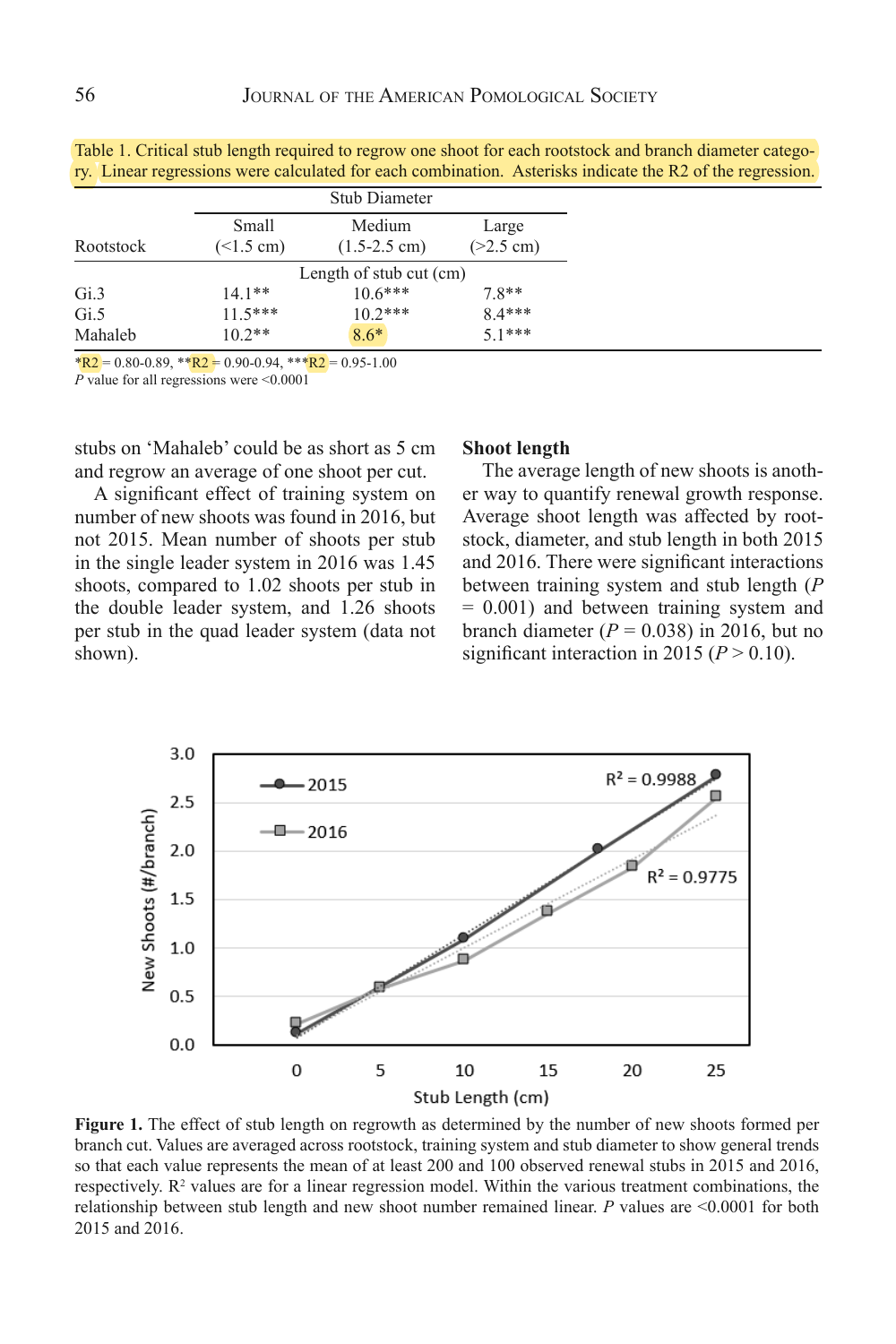Table 1. Critical stub length required to regrow one shoot for each rootstock and branch diameter category. Linear regressions were calculated for each combination. Asterisks indicate the R2 of the regression.

| Rootstock | Stub Diameter | | |
|---|---|---|---|
| | Small (<1.5 cm) | Medium (1.5-2.5 cm) | Large (>2.5 cm) |
| | Length of stub cut (cm) | | |
| Gi.3 | 14.1** | 10.6*** | 7.8** |
| Gi.5 | 11.5*** | 10.2*** | 8.4*** |
| Mahaleb | 10.2** | 8.6* | 5.1*** |

*R2 = 0.80-0.89, **R2 = 0.90-0.94, ***R2 = 0.95-1.00
*P* value for all regressions were <0.0001

stubs on 'Mahaleb' could be as short as 5 cm and regrow an average of one shoot per cut.

A significant effect of training system on number of new shoots was found in 2016, but not 2015. Mean number of shoots per stub in the single leader system in 2016 was 1.45 shoots, compared to 1.02 shoots per stub in the double leader system, and 1.26 shoots per stub in the quad leader system (data not shown).

**Shoot length**

The average length of new shoots is another way to quantify renewal growth response. Average shoot length was affected by rootstock, diameter, and stub length in both 2015 and 2016. There were significant interactions between training system and stub length ($P = 0.001$) and between training system and branch diameter ($P = 0.038$) in 2016, but no significant interaction in 2015 ($P > 0.10$).

**Figure 1.** The effect of stub length on regrowth as determined by the number of new shoots formed per branch cut. Values are averaged across rootstock, training system and stub diameter to show general trends so that each value represents the mean of at least 200 and 100 observed renewal stubs in 2015 and 2016, respectively. $R^2$ values are for a linear regression model. Within the various treatment combinations, the relationship between stub length and new shoot number remained linear. *P* values are <0.0001 for both 2015 and 2016.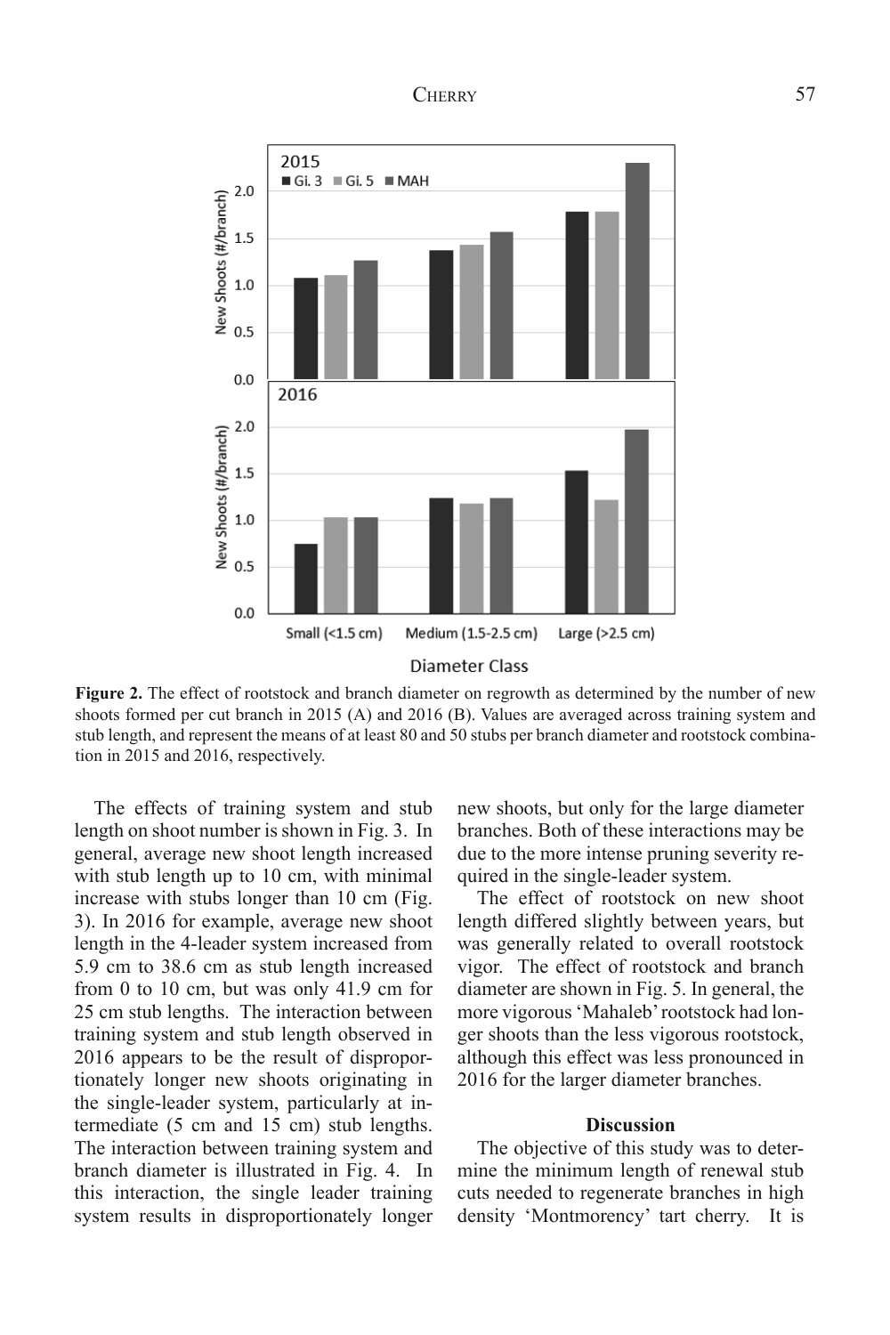**Figure 2.** The effect of rootstock and branch diameter on regrowth as determined by the number of new shoots formed per cut branch in 2015 (A) and 2016 (B). Values are averaged across training system and stub length, and represent the means of at least 80 and 50 stubs per branch diameter and rootstock combination in 2015 and 2016, respectively.

The effects of training system and stub length on shoot number is shown in Fig. 3. In general, average new shoot length increased with stub length up to 10 cm, with minimal increase with stubs longer than 10 cm (Fig. 3). In 2016 for example, average new shoot length in the 4-leader system increased from 5.9 cm to 38.6 cm as stub length increased from 0 to 10 cm, but was only 41.9 cm for 25 cm stub lengths. The interaction between training system and stub length observed in 2016 appears to be the result of disproportionately longer new shoots originating in the single-leader system, particularly at intermediate (5 cm and 15 cm) stub lengths. The interaction between training system and branch diameter is illustrated in Fig. 4. In this interaction, the single leader training system results in disproportionately longer new shoots, but only for the large diameter branches. Both of these interactions may be due to the more intense pruning severity required in the single-leader system.

The effect of rootstock on new shoot length differed slightly between years, but was generally related to overall rootstock vigor. The effect of rootstock and branch diameter are shown in Fig. 5. In general, the more vigorous 'Mahaleb' rootstock had longer shoots than the less vigorous rootstock, although this effect was less pronounced in 2016 for the larger diameter branches.

## Discussion

The objective of this study was to determine the minimum length of renewal stub cuts needed to regenerate branches in high density 'Montmorency' tart cherry. It is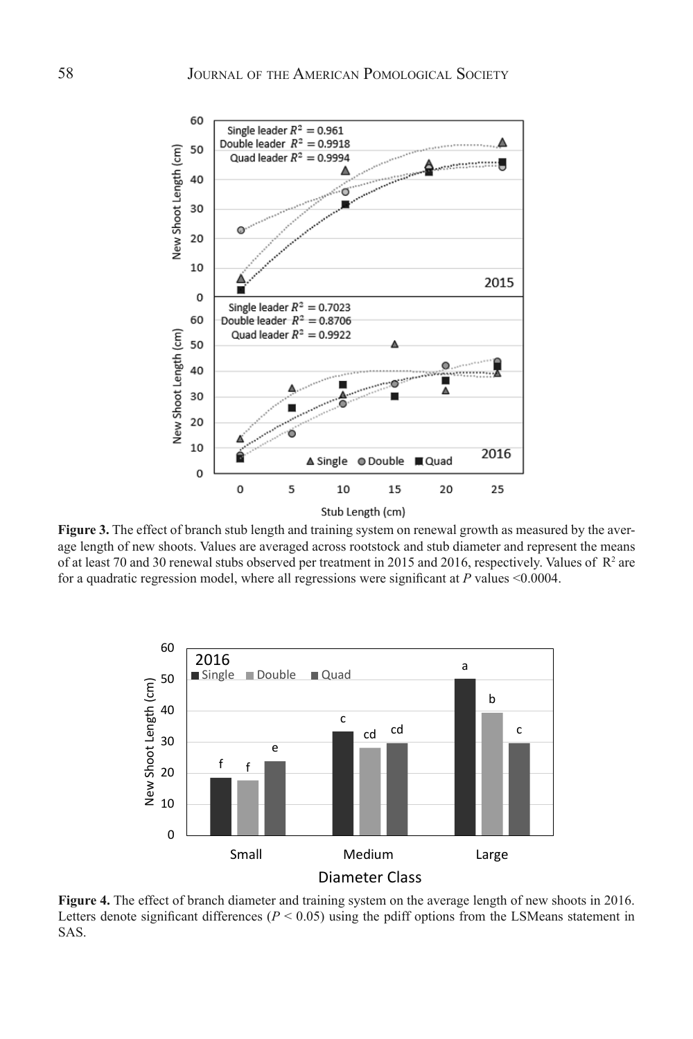**Figure 3.** The effect of branch stub length and training system on renewal growth as measured by the average length of new shoots. Values are averaged across rootstock and stub diameter and represent the means of at least 70 and 30 renewal stubs observed per treatment in 2015 and 2016, respectively. Values of $R^2$ are for a quadratic regression model, where all regressions were significant at *P* values <0.0004.

**Figure 4.** The effect of branch diameter and training system on the average length of new shoots in 2016. Letters denote significant differences ($P < 0.05$) using the pdiff options from the LSMeans statement in SAS.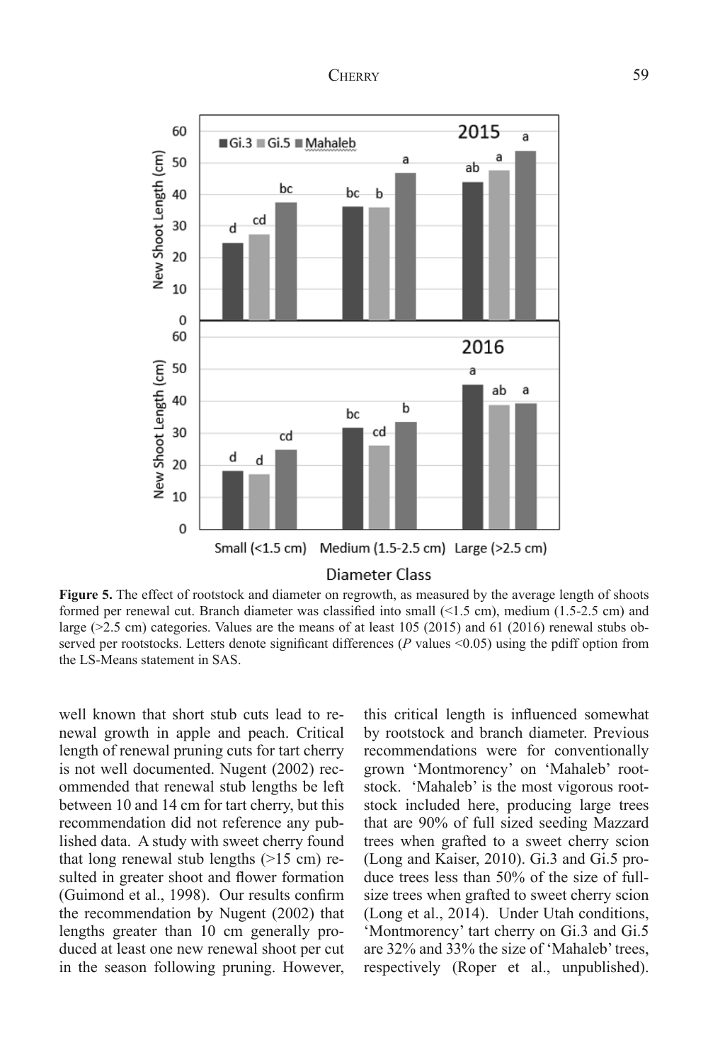**Figure 5.** The effect of rootstock and diameter on regrowth, as measured by the average length of shoots formed per renewal cut. Branch diameter was classified into small (<1.5 cm), medium (1.5-2.5 cm) and large (>2.5 cm) categories. Values are the means of at least 105 (2015) and 61 (2016) renewal stubs observed per rootstocks. Letters denote significant differences (*P* values <0.05) using the pdiff option from the LS-Means statement in SAS.

well known that short stub cuts lead to renewal growth in apple and peach. Critical length of renewal pruning cuts for tart cherry is not well documented. Nugent (2002) recommended that renewal stub lengths be left between 10 and 14 cm for tart cherry, but this recommendation did not reference any published data. A study with sweet cherry found that long renewal stub lengths (>15 cm) resulted in greater shoot and flower formation (Guimond et al., 1998). Our results confirm the recommendation by Nugent (2002) that lengths greater than 10 cm generally produced at least one new renewal shoot per cut in the season following pruning. However, this critical length is influenced somewhat by rootstock and branch diameter. Previous recommendations were for conventionally grown 'Montmorency' on 'Mahaleb' rootstock. 'Mahaleb' is the most vigorous rootstock included here, producing large trees that are 90% of full sized seeding Mazzard trees when grafted to a sweet cherry scion (Long and Kaiser, 2010). Gi.3 and Gi.5 produce trees less than 50% of the size of full-size trees when grafted to sweet cherry scion (Long et al., 2014). Under Utah conditions, 'Montmorency' tart cherry on Gi.3 and Gi.5 are 32% and 33% the size of 'Mahaleb' trees, respectively (Roper et al., unpublished).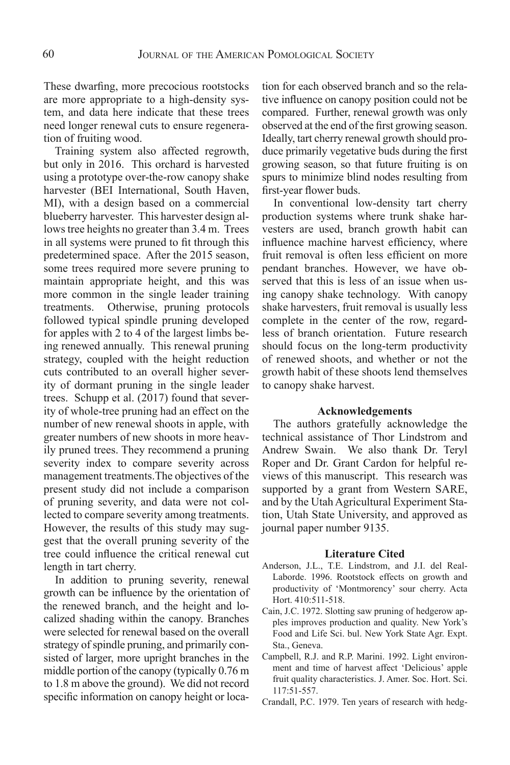These dwarfing, more precocious rootstocks are more appropriate to a high-density system, and data here indicate that these trees need longer renewal cuts to ensure regeneration of fruiting wood.

Training system also affected regrowth, but only in 2016. This orchard is harvested using a prototype over-the-row canopy shake harvester (BEI International, South Haven, MI), with a design based on a commercial blueberry harvester. This harvester design allows tree heights no greater than 3.4 m. Trees in all systems were pruned to fit through this predetermined space. After the 2015 season, some trees required more severe pruning to maintain appropriate height, and this was more common in the single leader training treatments. Otherwise, pruning protocols followed typical spindle pruning developed for apples with 2 to 4 of the largest limbs being renewed annually. This renewal pruning strategy, coupled with the height reduction cuts contributed to an overall higher severity of dormant pruning in the single leader trees. Schupp et al. (2017) found that severity of whole-tree pruning had an effect on the number of new renewal shoots in apple, with greater numbers of new shoots in more heavily pruned trees. They recommend a pruning severity index to compare severity across management treatments.The objectives of the present study did not include a comparison of pruning severity, and data were not collected to compare severity among treatments. However, the results of this study may suggest that the overall pruning severity of the tree could influence the critical renewal cut length in tart cherry.

In addition to pruning severity, renewal growth can be influence by the orientation of the renewed branch, and the height and localized shading within the canopy. Branches were selected for renewal based on the overall strategy of spindle pruning, and primarily consisted of larger, more upright branches in the middle portion of the canopy (typically 0.76 m to 1.8 m above the ground). We did not record specific information on canopy height or location for each observed branch and so the relative influence on canopy position could not be compared. Further, renewal growth was only observed at the end of the first growing season. Ideally, tart cherry renewal growth should produce primarily vegetative buds during the first growing season, so that future fruiting is on spurs to minimize blind nodes resulting from first-year flower buds.

In conventional low-density tart cherry production systems where trunk shake harvesters are used, branch growth habit can influence machine harvest efficiency, where fruit removal is often less efficient on more pendant branches. However, we have observed that this is less of an issue when using canopy shake technology. With canopy shake harvesters, fruit removal is usually less complete in the center of the row, regardless of branch orientation. Future research should focus on the long-term productivity of renewed shoots, and whether or not the growth habit of these shoots lend themselves to canopy shake harvest.

## Acknowledgements

The authors gratefully acknowledge the technical assistance of Thor Lindstrom and Andrew Swain. We also thank Dr. Teryl Roper and Dr. Grant Cardon for helpful reviews of this manuscript. This research was supported by a grant from Western SARE, and by the Utah Agricultural Experiment Station, Utah State University, and approved as journal paper number 9135.

## Literature Cited

Anderson, J.L., T.E. Lindstrom, and J.I. del Real-Laborde. 1996. Rootstock effects on growth and productivity of 'Montmorency' sour cherry. Acta Hort. 410:511-518.

Cain, J.C. 1972. Slotting saw pruning of hedgerow apples improves production and quality. New York's Food and Life Sci. bul. New York State Agr. Expt. Sta., Geneva.

Campbell, R.J. and R.P. Marini. 1992. Light environment and time of harvest affect 'Delicious' apple fruit quality characteristics. J. Amer. Soc. Hort. Sci. 117:51-557.

Crandall, P.C. 1979. Ten years of research with hedg-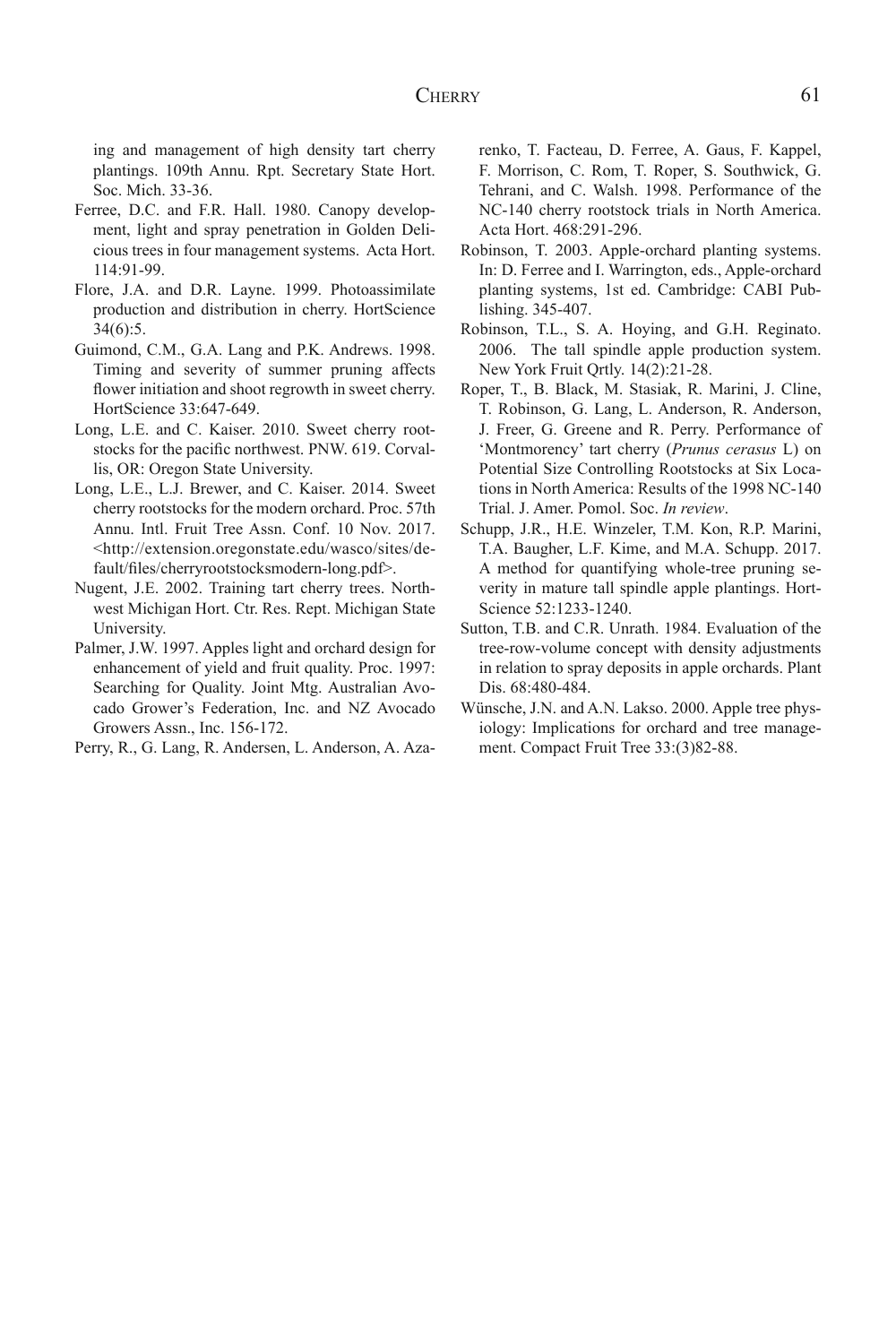ing and management of high density tart cherry plantings. 109th Annu. Rpt. Secretary State Hort. Soc. Mich. 33-36.

Ferree, D.C. and F.R. Hall. 1980. Canopy development, light and spray penetration in Golden Delicious trees in four management systems. Acta Hort. 114:91-99.

Flore, J.A. and D.R. Layne. 1999. Photoassimilate production and distribution in cherry. HortScience 34(6):5.

Guimond, C.M., G.A. Lang and P.K. Andrews. 1998. Timing and severity of summer pruning affects flower initiation and shoot regrowth in sweet cherry. HortScience 33:647-649.

Long, L.E. and C. Kaiser. 2010. Sweet cherry rootstocks for the pacific northwest. PNW. 619. Corvallis, OR: Oregon State University.

Long, L.E., L.J. Brewer, and C. Kaiser. 2014. Sweet cherry rootstocks for the modern orchard. Proc. 57th Annu. Intl. Fruit Tree Assn. Conf. 10 Nov. 2017. <http://extension.oregonstate.edu/wasco/sites/default/files/cherryrootstocksmodern-long.pdf>.

Nugent, J.E. 2002. Training tart cherry trees. Northwest Michigan Hort. Ctr. Res. Rept. Michigan State University.

Palmer, J.W. 1997. Apples light and orchard design for enhancement of yield and fruit quality. Proc. 1997: Searching for Quality. Joint Mtg. Australian Avocado Grower's Federation, Inc. and NZ Avocado Growers Assn., Inc. 156-172.

Perry, R., G. Lang, R. Andersen, L. Anderson, A. Azarenko, T. Facteau, D. Ferree, A. Gaus, F. Kappel, F. Morrison, C. Rom, T. Roper, S. Southwick, G. Tehrani, and C. Walsh. 1998. Performance of the NC-140 cherry rootstock trials in North America. Acta Hort. 468:291-296.

Robinson, T. 2003. Apple-orchard planting systems. In: D. Ferree and I. Warrington, eds., Apple-orchard planting systems, 1st ed. Cambridge: CABI Publishing. 345-407.

Robinson, T.L., S. A. Hoying, and G.H. Reginato. 2006. The tall spindle apple production system. New York Fruit Qrtly. 14(2):21-28.

Roper, T., B. Black, M. Stasiak, R. Marini, J. Cline, T. Robinson, G. Lang, L. Anderson, R. Anderson, J. Freer, G. Greene and R. Perry. Performance of 'Montmorency' tart cherry (*Prunus cerasus* L) on Potential Size Controlling Rootstocks at Six Locations in North America: Results of the 1998 NC-140 Trial. J. Amer. Pomol. Soc. *In review*.

Schupp, J.R., H.E. Winzeler, T.M. Kon, R.P. Marini, T.A. Baugher, L.F. Kime, and M.A. Schupp. 2017. A method for quantifying whole-tree pruning severity in mature tall spindle apple plantings. HortScience 52:1233-1240.

Sutton, T.B. and C.R. Unrath. 1984. Evaluation of the tree-row-volume concept with density adjustments in relation to spray deposits in apple orchards. Plant Dis. 68:480-484.

Wünsche, J.N. and A.N. Lakso. 2000. Apple tree physiology: Implications for orchard and tree management. Compact Fruit Tree 33:(3)82-88.